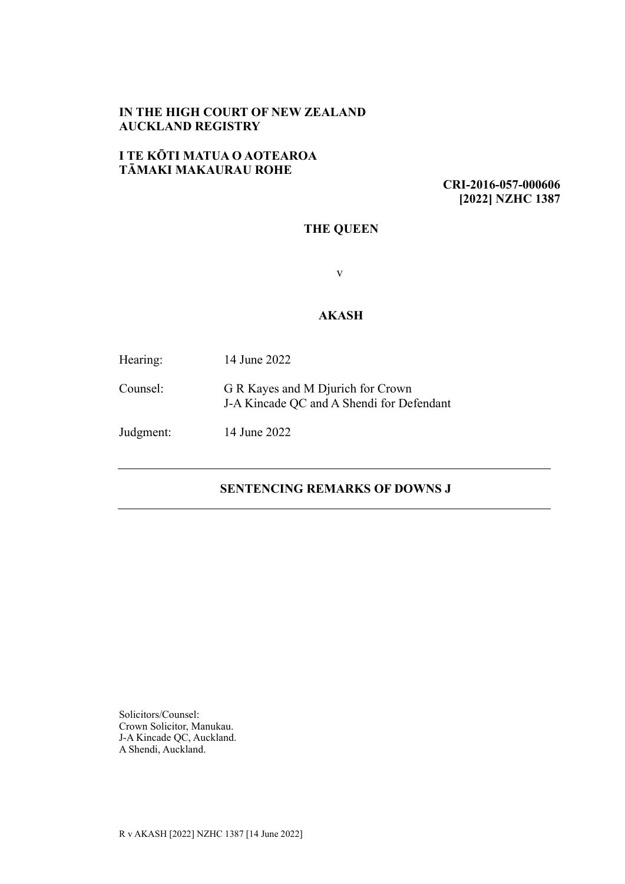**IN THE HIGH COURT OF NEW ZEALAND**
**AUCKLAND REGISTRY**

**I TE KŌTI MATUA O AOTEAROA**
**TĀMAKI MAKAURAU ROHE**

**CRI-2016-057-000606**
**[2022] NZHC 1387**

**THE QUEEN**

v

**AKASH**

| | |
|---|---|
| Hearing: | 14 June 2022 |
| Counsel: | G R Kayes and M Djurich for Crown<br>J-A Kincade QC and A Shendi for Defendant |
| Judgment: | 14 June 2022 |

---

## SENTENCING REMARKS OF DOWNS J

---

Solicitors/Counsel:
Crown Solicitor, Manukau.
J-A Kincade QC, Auckland.
A Shendi, Auckland.

R v AKASH [2022] NZHC 1387 [14 June 2022]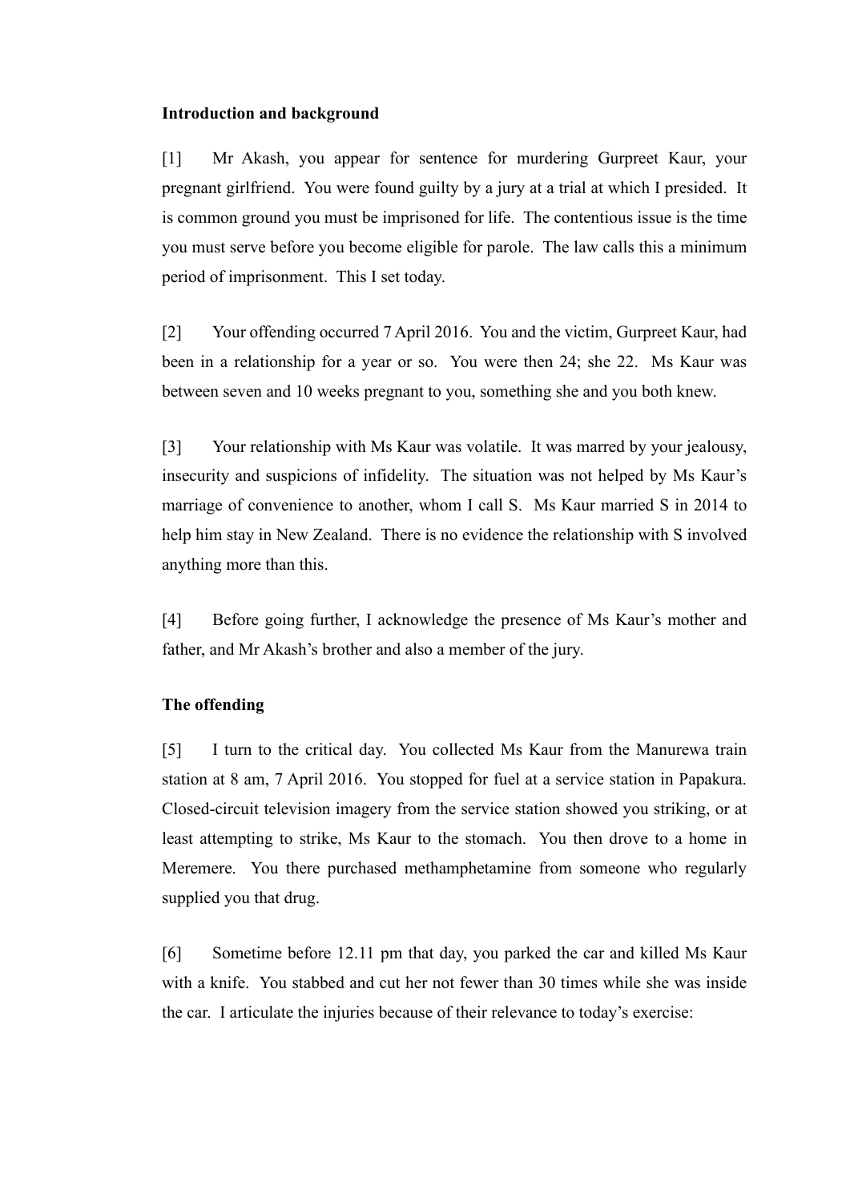**Introduction and background**

[1] Mr Akash, you appear for sentence for murdering Gurpreet Kaur, your pregnant girlfriend. You were found guilty by a jury at a trial at which I presided. It is common ground you must be imprisoned for life. The contentious issue is the time you must serve before you become eligible for parole. The law calls this a minimum period of imprisonment. This I set today.

[2] Your offending occurred 7 April 2016. You and the victim, Gurpreet Kaur, had been in a relationship for a year or so. You were then 24; she 22. Ms Kaur was between seven and 10 weeks pregnant to you, something she and you both knew.

[3] Your relationship with Ms Kaur was volatile. It was marred by your jealousy, insecurity and suspicions of infidelity. The situation was not helped by Ms Kaur's marriage of convenience to another, whom I call S. Ms Kaur married S in 2014 to help him stay in New Zealand. There is no evidence the relationship with S involved anything more than this.

[4] Before going further, I acknowledge the presence of Ms Kaur's mother and father, and Mr Akash's brother and also a member of the jury.

**The offending**

[5] I turn to the critical day. You collected Ms Kaur from the Manurewa train station at 8 am, 7 April 2016. You stopped for fuel at a service station in Papakura. Closed-circuit television imagery from the service station showed you striking, or at least attempting to strike, Ms Kaur to the stomach. You then drove to a home in Meremere. You there purchased methamphetamine from someone who regularly supplied you that drug.

[6] Sometime before 12.11 pm that day, you parked the car and killed Ms Kaur with a knife. You stabbed and cut her not fewer than 30 times while she was inside the car. I articulate the injuries because of their relevance to today's exercise: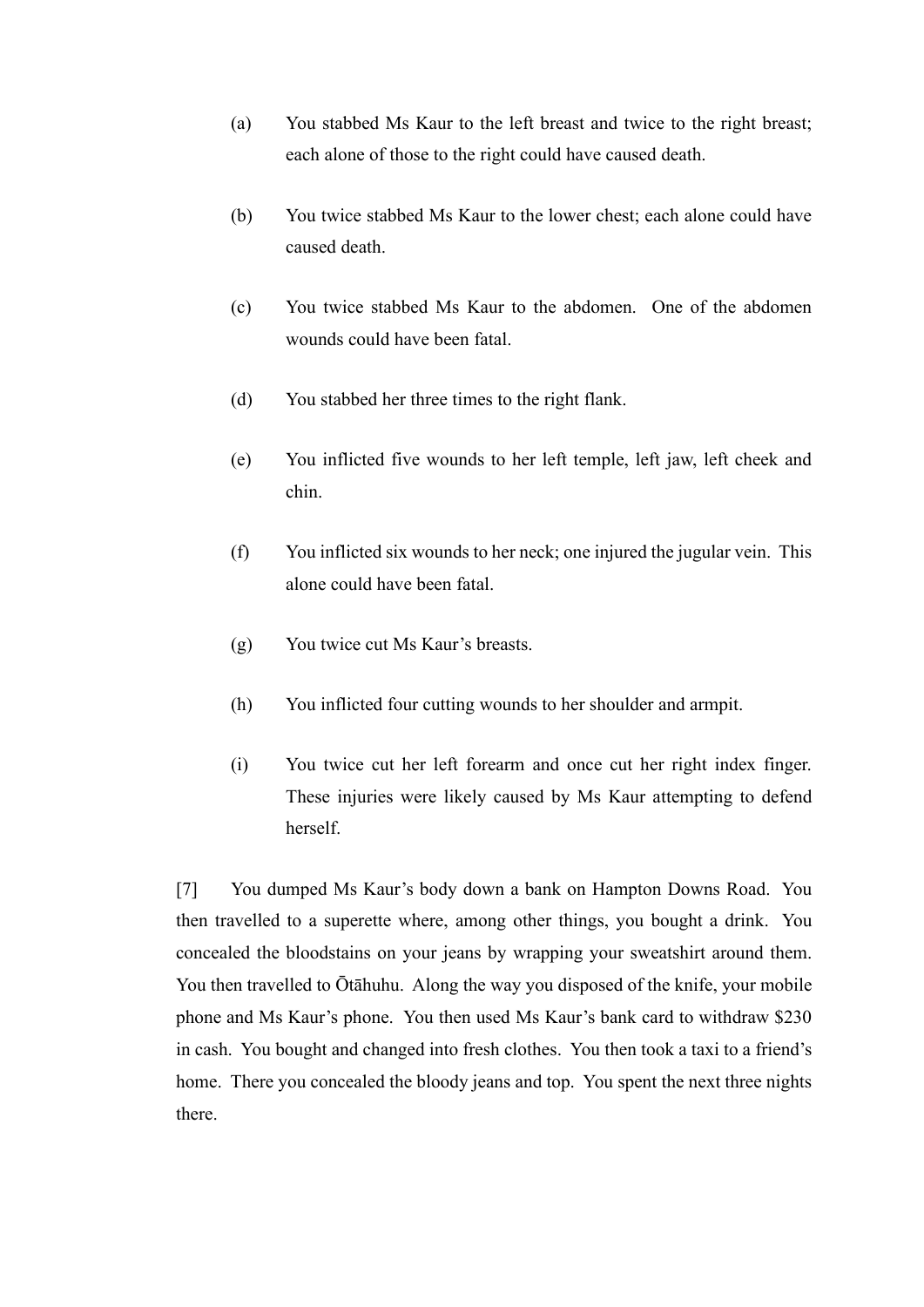(a) You stabbed Ms Kaur to the left breast and twice to the right breast; each alone of those to the right could have caused death.

(b) You twice stabbed Ms Kaur to the lower chest; each alone could have caused death.

(c) You twice stabbed Ms Kaur to the abdomen. One of the abdomen wounds could have been fatal.

(d) You stabbed her three times to the right flank.

(e) You inflicted five wounds to her left temple, left jaw, left cheek and chin.

(f) You inflicted six wounds to her neck; one injured the jugular vein. This alone could have been fatal.

(g) You twice cut Ms Kaur's breasts.

(h) You inflicted four cutting wounds to her shoulder and armpit.

(i) You twice cut her left forearm and once cut her right index finger. These injuries were likely caused by Ms Kaur attempting to defend herself.

[7] You dumped Ms Kaur's body down a bank on Hampton Downs Road. You then travelled to a superette where, among other things, you bought a drink. You concealed the bloodstains on your jeans by wrapping your sweatshirt around them. You then travelled to Ōtāhuhu. Along the way you disposed of the knife, your mobile phone and Ms Kaur's phone. You then used Ms Kaur's bank card to withdraw $230 in cash. You bought and changed into fresh clothes. You then took a taxi to a friend's home. There you concealed the bloody jeans and top. You spent the next three nights there.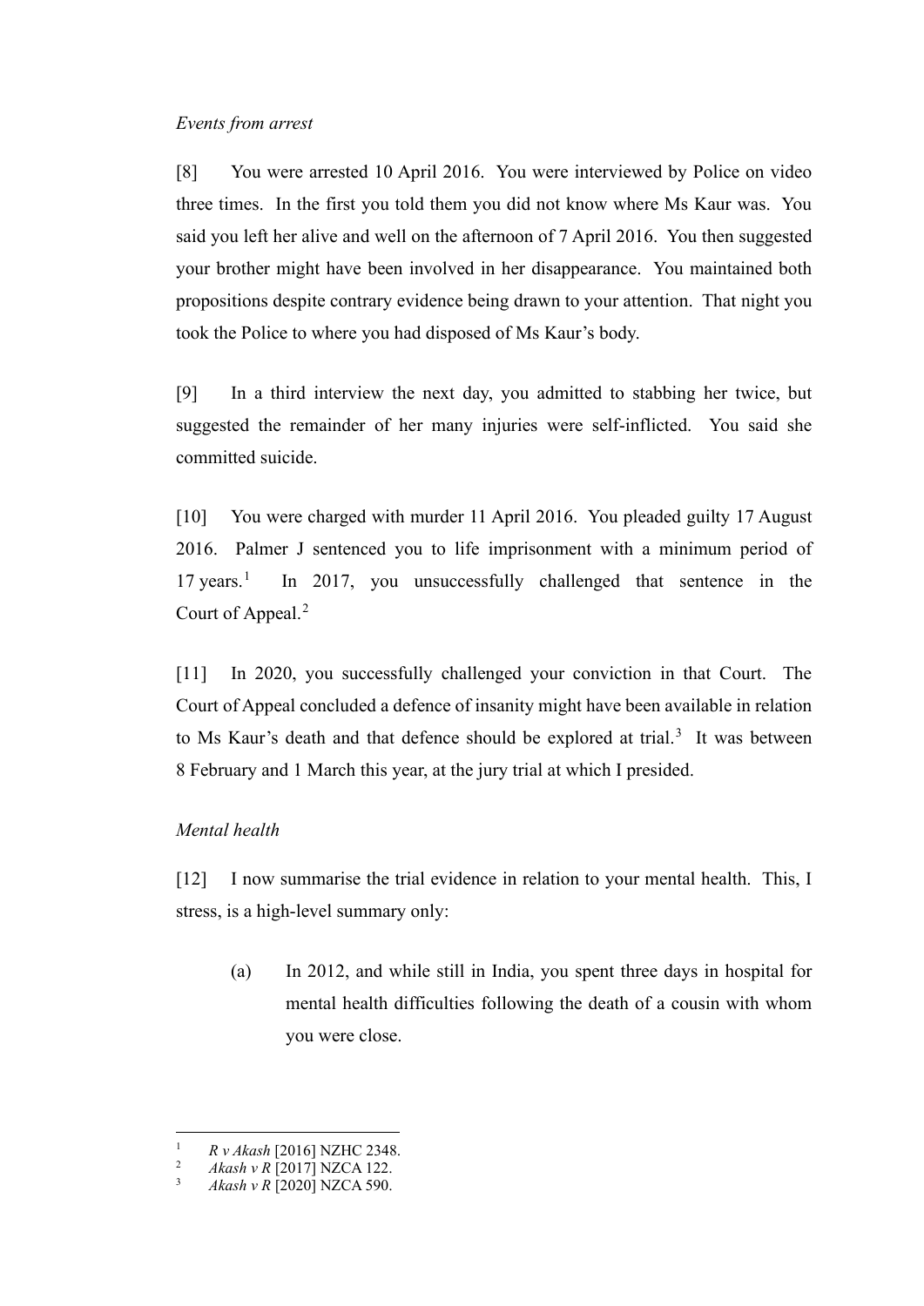*Events from arrest*

[8] You were arrested 10 April 2016. You were interviewed by Police on video three times. In the first you told them you did not know where Ms Kaur was. You said you left her alive and well on the afternoon of 7 April 2016. You then suggested your brother might have been involved in her disappearance. You maintained both propositions despite contrary evidence being drawn to your attention. That night you took the Police to where you had disposed of Ms Kaur's body.

[9] In a third interview the next day, you admitted to stabbing her twice, but suggested the remainder of her many injuries were self-inflicted. You said she committed suicide.

[10] You were charged with murder 11 April 2016. You pleaded guilty 17 August 2016. Palmer J sentenced you to life imprisonment with a minimum period of 17 years.[1] In 2017, you unsuccessfully challenged that sentence in the Court of Appeal.[2]

[11] In 2020, you successfully challenged your conviction in that Court. The Court of Appeal concluded a defence of insanity might have been available in relation to Ms Kaur's death and that defence should be explored at trial.[3] It was between 8 February and 1 March this year, at the jury trial at which I presided.

*Mental health*

[12] I now summarise the trial evidence in relation to your mental health. This, I stress, is a high-level summary only:

(a) In 2012, and while still in India, you spent three days in hospital for mental health difficulties following the death of a cousin with whom you were close.

---

[1] *R v Akash* [2016] NZHC 2348.

[2] *Akash v R* [2017] NZCA 122.

[3] *Akash v R* [2020] NZCA 590.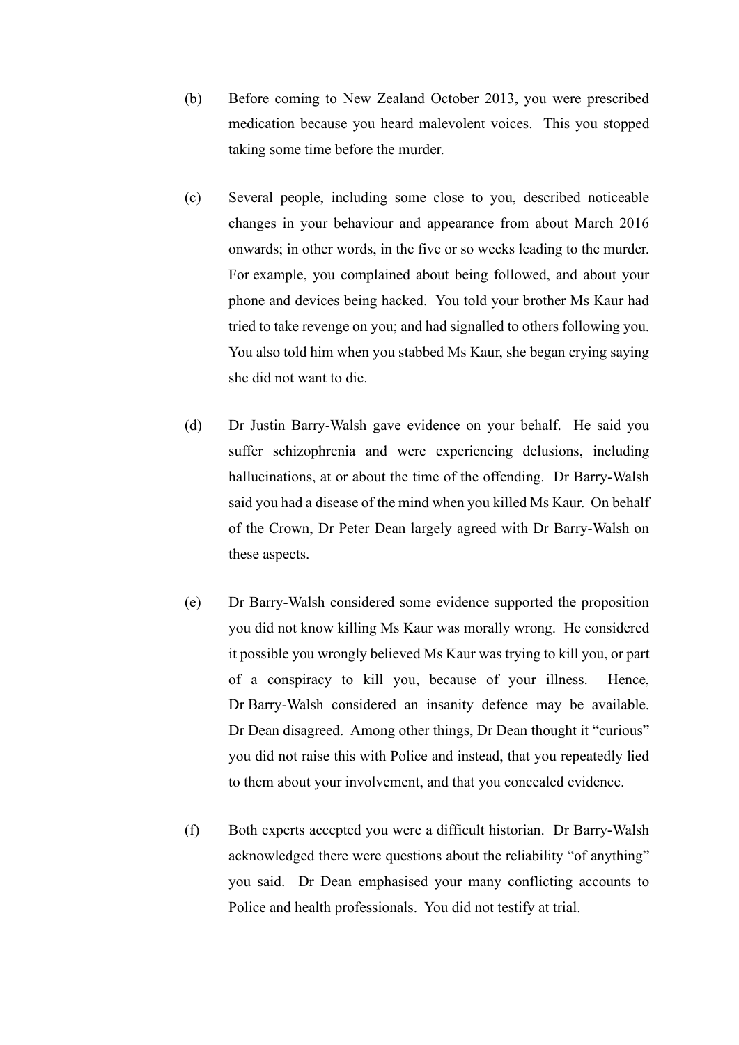(b) Before coming to New Zealand October 2013, you were prescribed medication because you heard malevolent voices. This you stopped taking some time before the murder.

(c) Several people, including some close to you, described noticeable changes in your behaviour and appearance from about March 2016 onwards; in other words, in the five or so weeks leading to the murder. For example, you complained about being followed, and about your phone and devices being hacked. You told your brother Ms Kaur had tried to take revenge on you; and had signalled to others following you. You also told him when you stabbed Ms Kaur, she began crying saying she did not want to die.

(d) Dr Justin Barry-Walsh gave evidence on your behalf. He said you suffer schizophrenia and were experiencing delusions, including hallucinations, at or about the time of the offending. Dr Barry-Walsh said you had a disease of the mind when you killed Ms Kaur. On behalf of the Crown, Dr Peter Dean largely agreed with Dr Barry-Walsh on these aspects.

(e) Dr Barry-Walsh considered some evidence supported the proposition you did not know killing Ms Kaur was morally wrong. He considered it possible you wrongly believed Ms Kaur was trying to kill you, or part of a conspiracy to kill you, because of your illness. Hence, Dr Barry-Walsh considered an insanity defence may be available. Dr Dean disagreed. Among other things, Dr Dean thought it "curious" you did not raise this with Police and instead, that you repeatedly lied to them about your involvement, and that you concealed evidence.

(f) Both experts accepted you were a difficult historian. Dr Barry-Walsh acknowledged there were questions about the reliability "of anything" you said. Dr Dean emphasised your many conflicting accounts to Police and health professionals. You did not testify at trial.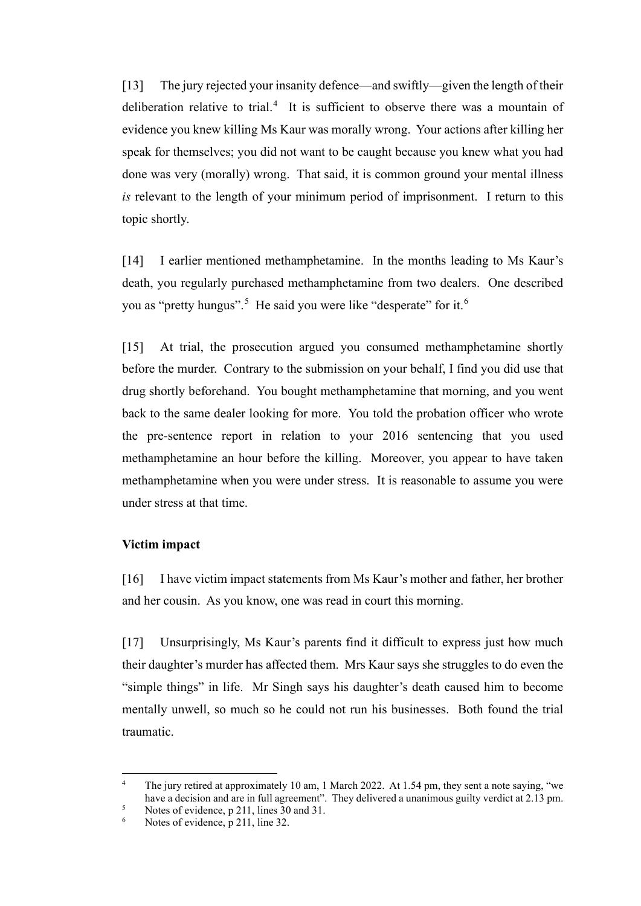[13] The jury rejected your insanity defence—and swiftly—given the length of their deliberation relative to trial.[4] It is sufficient to observe there was a mountain of evidence you knew killing Ms Kaur was morally wrong. Your actions after killing her speak for themselves; you did not want to be caught because you knew what you had done was very (morally) wrong. That said, it is common ground your mental illness *is* relevant to the length of your minimum period of imprisonment. I return to this topic shortly.

[14] I earlier mentioned methamphetamine. In the months leading to Ms Kaur's death, you regularly purchased methamphetamine from two dealers. One described you as "pretty hungus".[5] He said you were like "desperate" for it.[6]

[15] At trial, the prosecution argued you consumed methamphetamine shortly before the murder. Contrary to the submission on your behalf, I find you did use that drug shortly beforehand. You bought methamphetamine that morning, and you went back to the same dealer looking for more. You told the probation officer who wrote the pre-sentence report in relation to your 2016 sentencing that you used methamphetamine an hour before the killing. Moreover, you appear to have taken methamphetamine when you were under stress. It is reasonable to assume you were under stress at that time.

**Victim impact**

[16] I have victim impact statements from Ms Kaur's mother and father, her brother and her cousin. As you know, one was read in court this morning.

[17] Unsurprisingly, Ms Kaur's parents find it difficult to express just how much their daughter's murder has affected them. Mrs Kaur says she struggles to do even the "simple things" in life. Mr Singh says his daughter's death caused him to become mentally unwell, so much so he could not run his businesses. Both found the trial traumatic.

---

[4] The jury retired at approximately 10 am, 1 March 2022. At 1.54 pm, they sent a note saying, "we have a decision and are in full agreement". They delivered a unanimous guilty verdict at 2.13 pm.

[5] Notes of evidence, p 211, lines 30 and 31.

[6] Notes of evidence, p 211, line 32.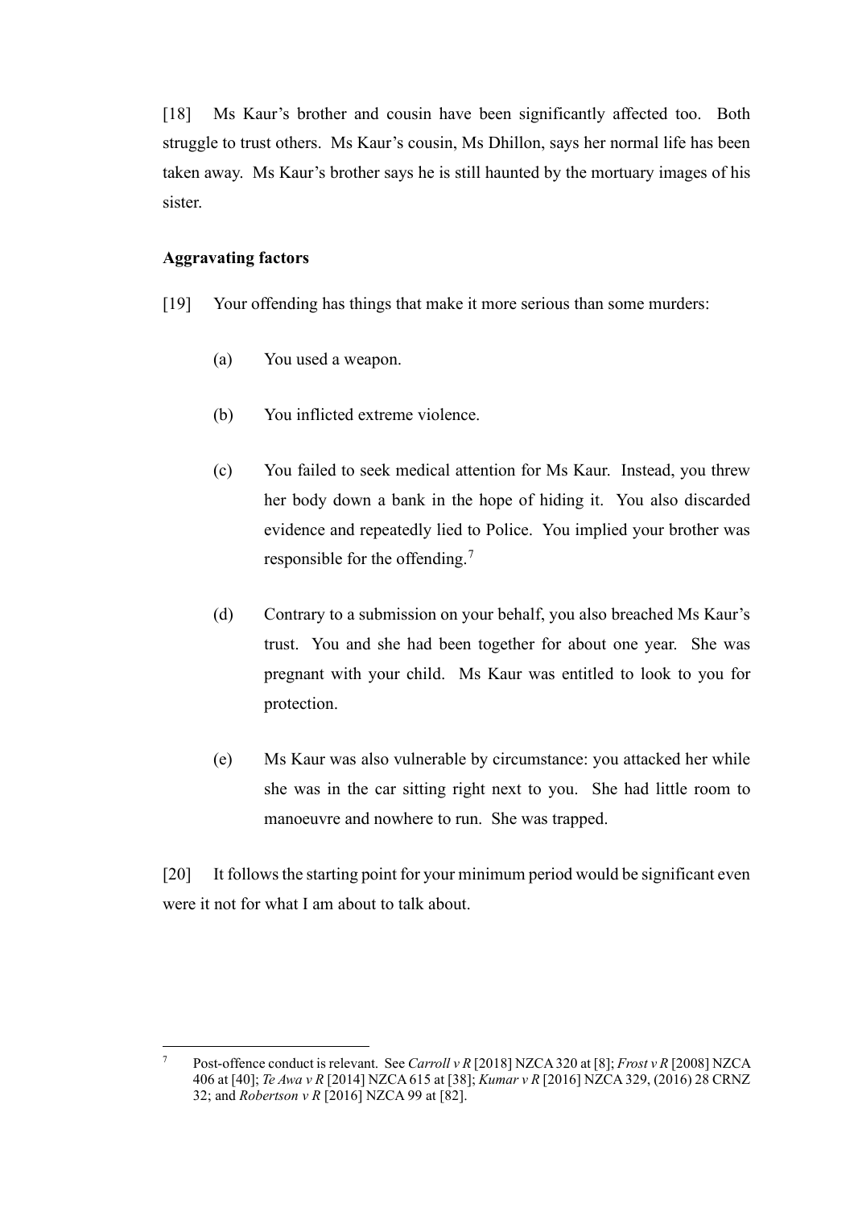[18] Ms Kaur's brother and cousin have been significantly affected too. Both struggle to trust others. Ms Kaur's cousin, Ms Dhillon, says her normal life has been taken away. Ms Kaur's brother says he is still haunted by the mortuary images of his sister.

### Aggravating factors

[19] Your offending has things that make it more serious than some murders:

(a) You used a weapon.

(b) You inflicted extreme violence.

(c) You failed to seek medical attention for Ms Kaur. Instead, you threw her body down a bank in the hope of hiding it. You also discarded evidence and repeatedly lied to Police. You implied your brother was responsible for the offending.[7]

(d) Contrary to a submission on your behalf, you also breached Ms Kaur's trust. You and she had been together for about one year. She was pregnant with your child. Ms Kaur was entitled to look to you for protection.

(e) Ms Kaur was also vulnerable by circumstance: you attacked her while she was in the car sitting right next to you. She had little room to manoeuvre and nowhere to run. She was trapped.

[20] It follows the starting point for your minimum period would be significant even were it not for what I am about to talk about.

---

[7] Post-offence conduct is relevant. See *Carroll v R* [2018] NZCA 320 at [8]; *Frost v R* [2008] NZCA 406 at [40]; *Te Awa v R* [2014] NZCA 615 at [38]; *Kumar v R* [2016] NZCA 329, (2016) 28 CRNZ 32; and *Robertson v R* [2016] NZCA 99 at [82].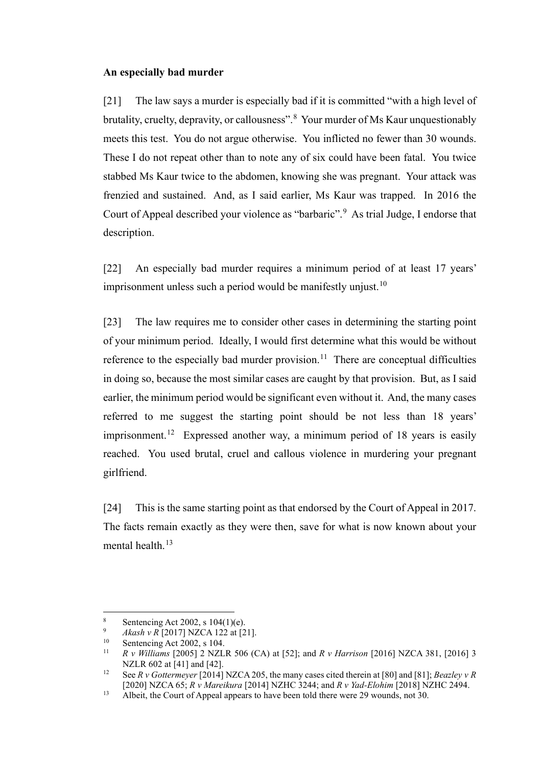**An especially bad murder**

[21] The law says a murder is especially bad if it is committed "with a high level of brutality, cruelty, depravity, or callousness".[8] Your murder of Ms Kaur unquestionably meets this test. You do not argue otherwise. You inflicted no fewer than 30 wounds. These I do not repeat other than to note any of six could have been fatal. You twice stabbed Ms Kaur twice to the abdomen, knowing she was pregnant. Your attack was frenzied and sustained. And, as I said earlier, Ms Kaur was trapped. In 2016 the Court of Appeal described your violence as "barbaric".[9] As trial Judge, I endorse that description.

[22] An especially bad murder requires a minimum period of at least 17 years' imprisonment unless such a period would be manifestly unjust.[10]

[23] The law requires me to consider other cases in determining the starting point of your minimum period. Ideally, I would first determine what this would be without reference to the especially bad murder provision.[11] There are conceptual difficulties in doing so, because the most similar cases are caught by that provision. But, as I said earlier, the minimum period would be significant even without it. And, the many cases referred to me suggest the starting point should be not less than 18 years' imprisonment.[12] Expressed another way, a minimum period of 18 years is easily reached. You used brutal, cruel and callous violence in murdering your pregnant girlfriend.

[24] This is the same starting point as that endorsed by the Court of Appeal in 2017. The facts remain exactly as they were then, save for what is now known about your mental health.[13]

---

[8] Sentencing Act 2002, s 104(1)(e).

[9] *Akash v R* [2017] NZCA 122 at [21].

[10] Sentencing Act 2002, s 104.

[11] *R v Williams* [2005] 2 NZLR 506 (CA) at [52]; and *R v Harrison* [2016] NZCA 381, [2016] 3 NZLR 602 at [41] and [42].

[12] See *R v Gottermeyer* [2014] NZCA 205, the many cases cited therein at [80] and [81]; *Beazley v R* [2020] NZCA 65; *R v Mareikura* [2014] NZHC 3244; and *R v Yad-Elohim* [2018] NZHC 2494.

[13] Albeit, the Court of Appeal appears to have been told there were 29 wounds, not 30.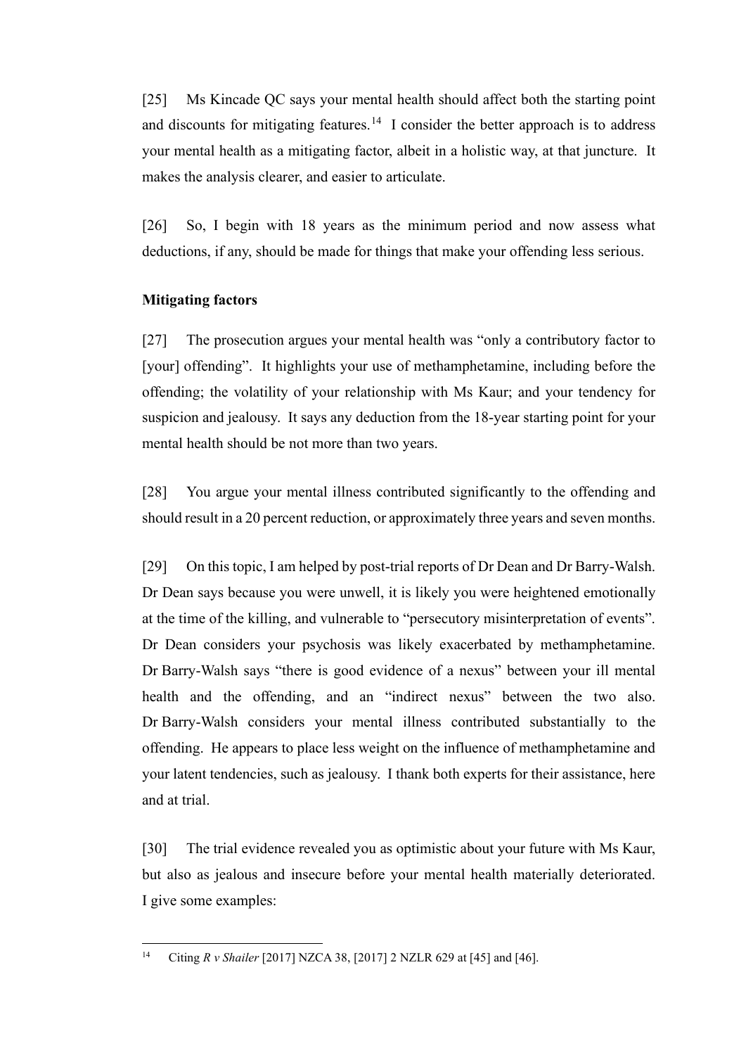[25] Ms Kincade QC says your mental health should affect both the starting point and discounts for mitigating features.[14] I consider the better approach is to address your mental health as a mitigating factor, albeit in a holistic way, at that juncture. It makes the analysis clearer, and easier to articulate.

[26] So, I begin with 18 years as the minimum period and now assess what deductions, if any, should be made for things that make your offending less serious.

**Mitigating factors**

[27] The prosecution argues your mental health was "only a contributory factor to [your] offending". It highlights your use of methamphetamine, including before the offending; the volatility of your relationship with Ms Kaur; and your tendency for suspicion and jealousy. It says any deduction from the 18-year starting point for your mental health should be not more than two years.

[28] You argue your mental illness contributed significantly to the offending and should result in a 20 percent reduction, or approximately three years and seven months.

[29] On this topic, I am helped by post-trial reports of Dr Dean and Dr Barry-Walsh. Dr Dean says because you were unwell, it is likely you were heightened emotionally at the time of the killing, and vulnerable to "persecutory misinterpretation of events". Dr Dean considers your psychosis was likely exacerbated by methamphetamine. Dr Barry-Walsh says "there is good evidence of a nexus" between your ill mental health and the offending, and an "indirect nexus" between the two also. Dr Barry-Walsh considers your mental illness contributed substantially to the offending. He appears to place less weight on the influence of methamphetamine and your latent tendencies, such as jealousy. I thank both experts for their assistance, here and at trial.

[30] The trial evidence revealed you as optimistic about your future with Ms Kaur, but also as jealous and insecure before your mental health materially deteriorated. I give some examples:

---

[14] Citing *R v Shailer* [2017] NZCA 38, [2017] 2 NZLR 629 at [45] and [46].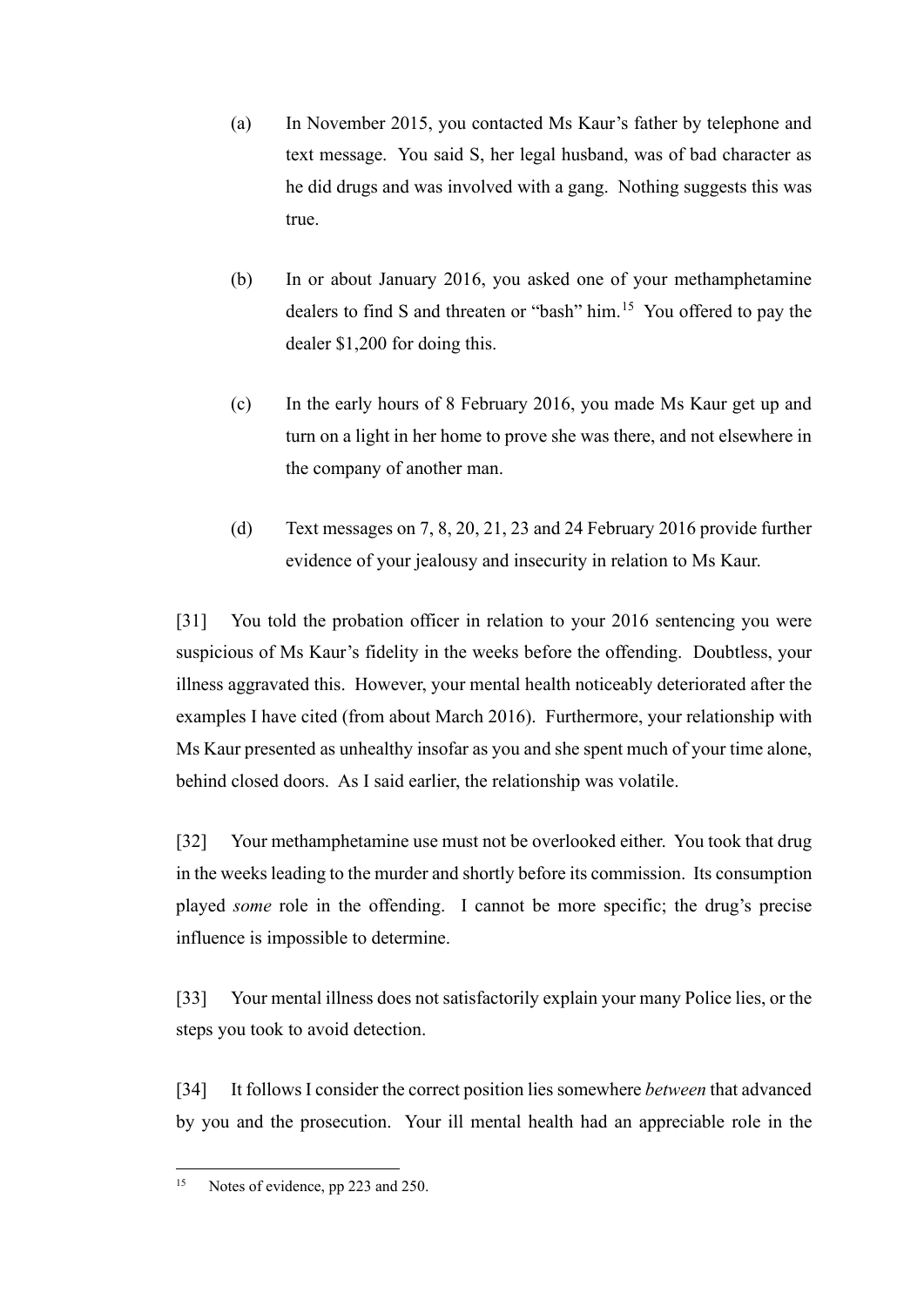(a) In November 2015, you contacted Ms Kaur's father by telephone and text message. You said S, her legal husband, was of bad character as he did drugs and was involved with a gang. Nothing suggests this was true.

(b) In or about January 2016, you asked one of your methamphetamine dealers to find S and threaten or "bash" him.[15] You offered to pay the dealer $1,200 for doing this.

(c) In the early hours of 8 February 2016, you made Ms Kaur get up and turn on a light in her home to prove she was there, and not elsewhere in the company of another man.

(d) Text messages on 7, 8, 20, 21, 23 and 24 February 2016 provide further evidence of your jealousy and insecurity in relation to Ms Kaur.

[31] You told the probation officer in relation to your 2016 sentencing you were suspicious of Ms Kaur's fidelity in the weeks before the offending. Doubtless, your illness aggravated this. However, your mental health noticeably deteriorated after the examples I have cited (from about March 2016). Furthermore, your relationship with Ms Kaur presented as unhealthy insofar as you and she spent much of your time alone, behind closed doors. As I said earlier, the relationship was volatile.

[32] Your methamphetamine use must not be overlooked either. You took that drug in the weeks leading to the murder and shortly before its commission. Its consumption played *some* role in the offending. I cannot be more specific; the drug's precise influence is impossible to determine.

[33] Your mental illness does not satisfactorily explain your many Police lies, or the steps you took to avoid detection.

[34] It follows I consider the correct position lies somewhere *between* that advanced by you and the prosecution. Your ill mental health had an appreciable role in the

---

[15] Notes of evidence, pp 223 and 250.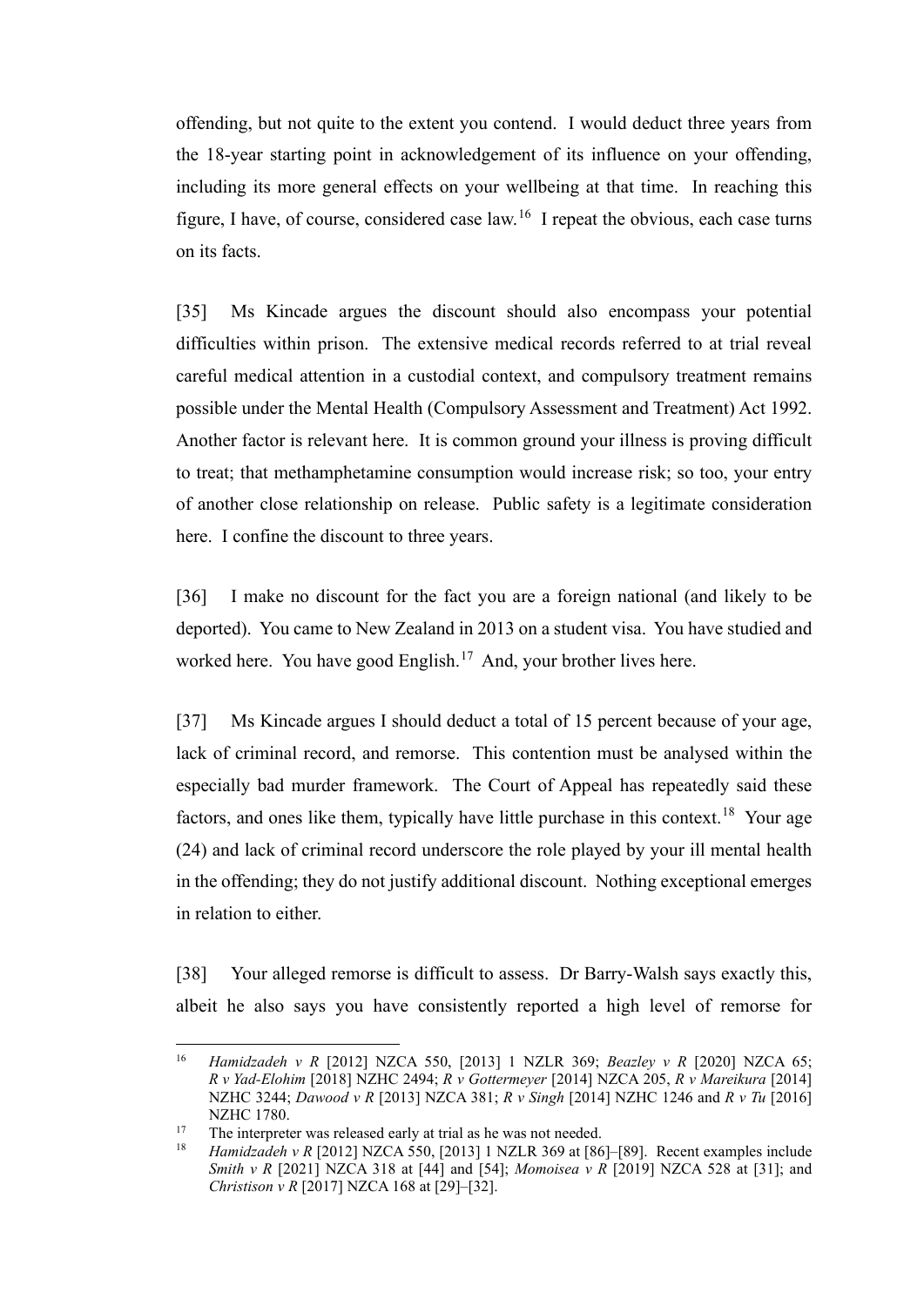offending, but not quite to the extent you contend. I would deduct three years from the 18-year starting point in acknowledgement of its influence on your offending, including its more general effects on your wellbeing at that time. In reaching this figure, I have, of course, considered case law.[16] I repeat the obvious, each case turns on its facts.

[35] Ms Kincade argues the discount should also encompass your potential difficulties within prison. The extensive medical records referred to at trial reveal careful medical attention in a custodial context, and compulsory treatment remains possible under the Mental Health (Compulsory Assessment and Treatment) Act 1992. Another factor is relevant here. It is common ground your illness is proving difficult to treat; that methamphetamine consumption would increase risk; so too, your entry of another close relationship on release. Public safety is a legitimate consideration here. I confine the discount to three years.

[36] I make no discount for the fact you are a foreign national (and likely to be deported). You came to New Zealand in 2013 on a student visa. You have studied and worked here. You have good English.[17] And, your brother lives here.

[37] Ms Kincade argues I should deduct a total of 15 percent because of your age, lack of criminal record, and remorse. This contention must be analysed within the especially bad murder framework. The Court of Appeal has repeatedly said these factors, and ones like them, typically have little purchase in this context.[18] Your age (24) and lack of criminal record underscore the role played by your ill mental health in the offending; they do not justify additional discount. Nothing exceptional emerges in relation to either.

[38] Your alleged remorse is difficult to assess. Dr Barry-Walsh says exactly this, albeit he also says you have consistently reported a high level of remorse for

---

[16] *Hamidzadeh v R* [2012] NZCA 550, [2013] 1 NZLR 369; *Beazley v R* [2020] NZCA 65; *R v Yad-Elohim* [2018] NZHC 2494; *R v Gottermeyer* [2014] NZCA 205, *R v Mareikura* [2014] NZHC 3244; *Dawood v R* [2013] NZCA 381; *R v Singh* [2014] NZHC 1246 and *R v Tu* [2016] NZHC 1780.

[17] The interpreter was released early at trial as he was not needed.

[18] *Hamidzadeh v R* [2012] NZCA 550, [2013] 1 NZLR 369 at [86]–[89]. Recent examples include *Smith v R* [2021] NZCA 318 at [44] and [54]; *Momoisea v R* [2019] NZCA 528 at [31]; and *Christison v R* [2017] NZCA 168 at [29]–[32].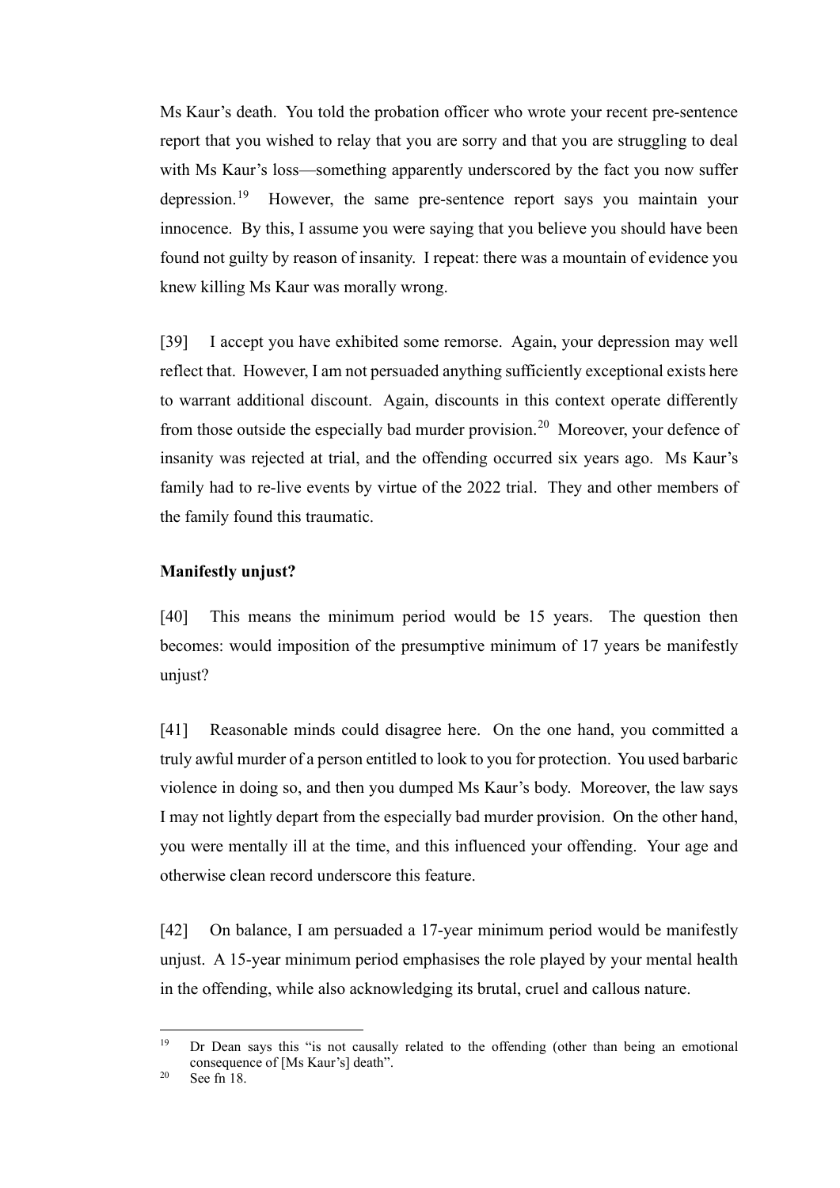Ms Kaur's death. You told the probation officer who wrote your recent pre-sentence report that you wished to relay that you are sorry and that you are struggling to deal with Ms Kaur's loss—something apparently underscored by the fact you now suffer depression.[19] However, the same pre-sentence report says you maintain your innocence. By this, I assume you were saying that you believe you should have been found not guilty by reason of insanity. I repeat: there was a mountain of evidence you knew killing Ms Kaur was morally wrong.

[39] I accept you have exhibited some remorse. Again, your depression may well reflect that. However, I am not persuaded anything sufficiently exceptional exists here to warrant additional discount. Again, discounts in this context operate differently from those outside the especially bad murder provision.[20] Moreover, your defence of insanity was rejected at trial, and the offending occurred six years ago. Ms Kaur's family had to re-live events by virtue of the 2022 trial. They and other members of the family found this traumatic.

**Manifestly unjust?**

[40] This means the minimum period would be 15 years. The question then becomes: would imposition of the presumptive minimum of 17 years be manifestly unjust?

[41] Reasonable minds could disagree here. On the one hand, you committed a truly awful murder of a person entitled to look to you for protection. You used barbaric violence in doing so, and then you dumped Ms Kaur's body. Moreover, the law says I may not lightly depart from the especially bad murder provision. On the other hand, you were mentally ill at the time, and this influenced your offending. Your age and otherwise clean record underscore this feature.

[42] On balance, I am persuaded a 17-year minimum period would be manifestly unjust. A 15-year minimum period emphasises the role played by your mental health in the offending, while also acknowledging its brutal, cruel and callous nature.

---

[19] Dr Dean says this "is not causally related to the offending (other than being an emotional consequence of [Ms Kaur's] death".

[20] See fn 18.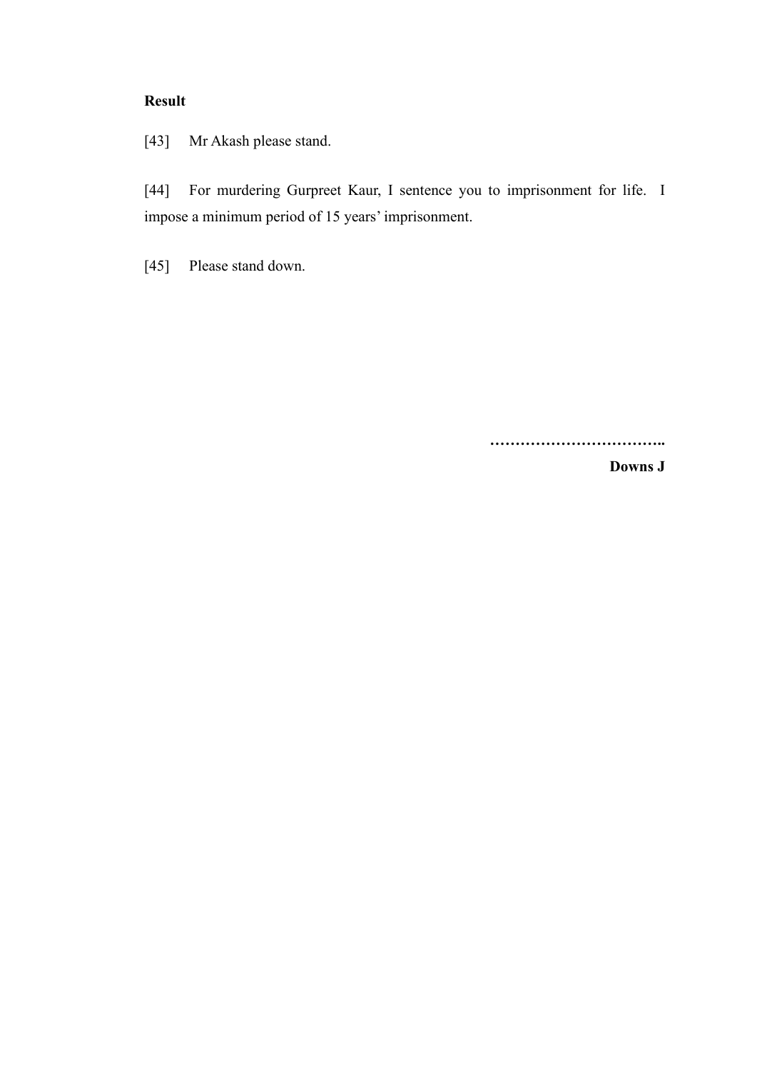**Result**

[43] Mr Akash please stand.

[44] For murdering Gurpreet Kaur, I sentence you to imprisonment for life. I impose a minimum period of 15 years' imprisonment.

[45] Please stand down.

**……………………………..**

**Downs J**